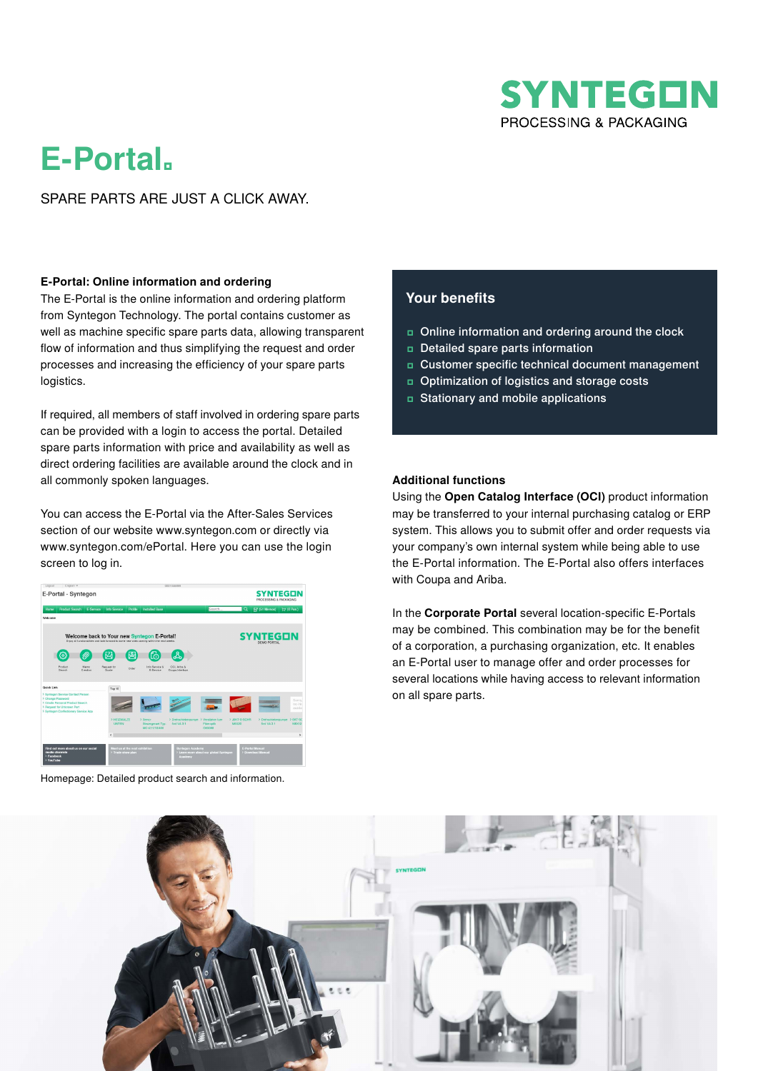# E-Portal.

SPARE PARTS ARE JUST A CLICK AWAY.

**E-Portal: Online information and ordering**

The E-Portal is the online information and ordering platform from Syntegon Technology. The portal contains customer as well as machine specific spare parts data, allowing transparent flow of information and thus simplifying the request and order processes and increasing the efficiency of your spare parts logistics.

If required, all members of staff involved in ordering spare parts can be provided with a login to access the portal. Detailed spare parts information with price and availability as well as direct ordering facilities are available around the clock and in all commonly spoken languages.

You can access the E-Portal via the After-Sales Services section of our website www.syntegon.com or directly via www.syntegon.com/ePortal. Here you can use the login screen to log in.

Homepage: Detailed product search and information.

## Your benefits

- Online information and ordering around the clock
- Detailed spare parts information
- Customer specific technical document management
- Optimization of logistics and storage costs
- Stationary and mobile applications

**Additional functions**

Using the **Open Catalog Interface (OCI)** product information may be transferred to your internal purchasing catalog or ERP system. This allows you to submit offer and order requests via your company's own internal system while being able to use the E-Portal information. The E-Portal also offers interfaces with Coupa and Ariba.

In the **Corporate Portal** several location-specific E-Portals may be combined. This combination may be for the benefit of a corporation, a purchasing organization, etc. It enables an E-Portal user to manage offer and order processes for several locations while having access to relevant information on all spare parts.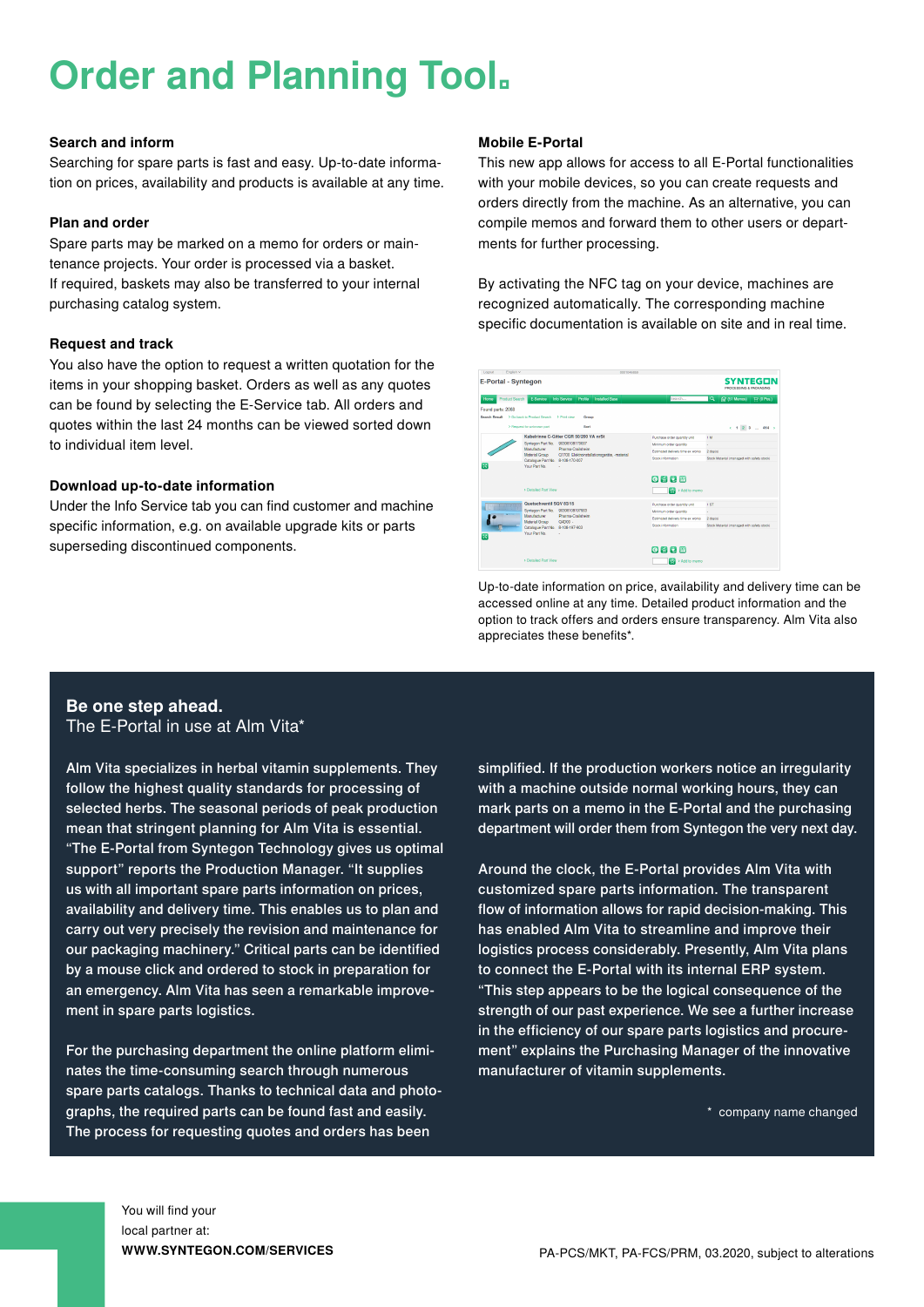# Order and Planning Tool

### Search and inform

Searching for spare parts is fast and easy. Up-to-date information on prices, availability and products is available at any time.

### Plan and order

Spare parts may be marked on a memo for orders or maintenance projects. Your order is processed via a basket. If required, baskets may also be transferred to your internal purchasing catalog system.

### Request and track

You also have the option to request a written quotation for the items in your shopping basket. Orders as well as any quotes can be found by selecting the E-Service tab. All orders and quotes within the last 24 months can be viewed sorted down to individual item level.

### Download up-to-date information

Under the Info Service tab you can find customer and machine specific information, e.g. on available upgrade kits or parts superseding discontinued components.

### Mobile E-Portal

This new app allows for access to all E-Portal functionalities with your mobile devices, so you can create requests and orders directly from the machine. As an alternative, you can compile memos and forward them to other users or departments for further processing.

By activating the NFC tag on your device, machines are recognized automatically. The corresponding machine specific documentation is available on site and in real time.

Up-to-date information on price, availability and delivery time can be accessed online at any time. Detailed product information and the option to track offers and orders ensure transparency. Alm Vita also appreciates these benefits*.

## Be one step ahead.

The E-Portal in use at Alm Vita*

Alm Vita specializes in herbal vitamin supplements. They follow the highest quality standards for processing of selected herbs. The seasonal periods of peak production mean that stringent planning for Alm Vita is essential. “The E-Portal from Syntegon Technology gives us optimal support” reports the Production Manager. “It supplies us with all important spare parts information on prices, availability and delivery time. This enables us to plan and carry out very precisely the revision and maintenance for our packaging machinery.” Critical parts can be identified by a mouse click and ordered to stock in preparation for an emergency. Alm Vita has seen a remarkable improvement in spare parts logistics.

For the purchasing department the online platform eliminates the time-consuming search through numerous spare parts catalogs. Thanks to technical data and photographs, the required parts can be found fast and easily. The process for requesting quotes and orders has been simplified. If the production workers notice an irregularity with a machine outside normal working hours, they can mark parts on a memo in the E-Portal and the purchasing department will order them from Syntegon the very next day.

Around the clock, the E-Portal provides Alm Vita with customized spare parts information. The transparent flow of information allows for rapid decision-making. This has enabled Alm Vita to streamline and improve their logistics process considerably. Presently, Alm Vita plans to connect the E-Portal with its internal ERP system. “This step appears to be the logical consequence of the strength of our past experience. We see a further increase in the efficiency of our spare parts logistics and procurement” explains the Purchasing Manager of the innovative manufacturer of vitamin supplements.

\* company name changed

You will find your local partner at:
**WWW.SYNTEGON.COM/SERVICES**

PA-PCS/MKT, PA-FCS/PRM, 03.2020, subject to alterations